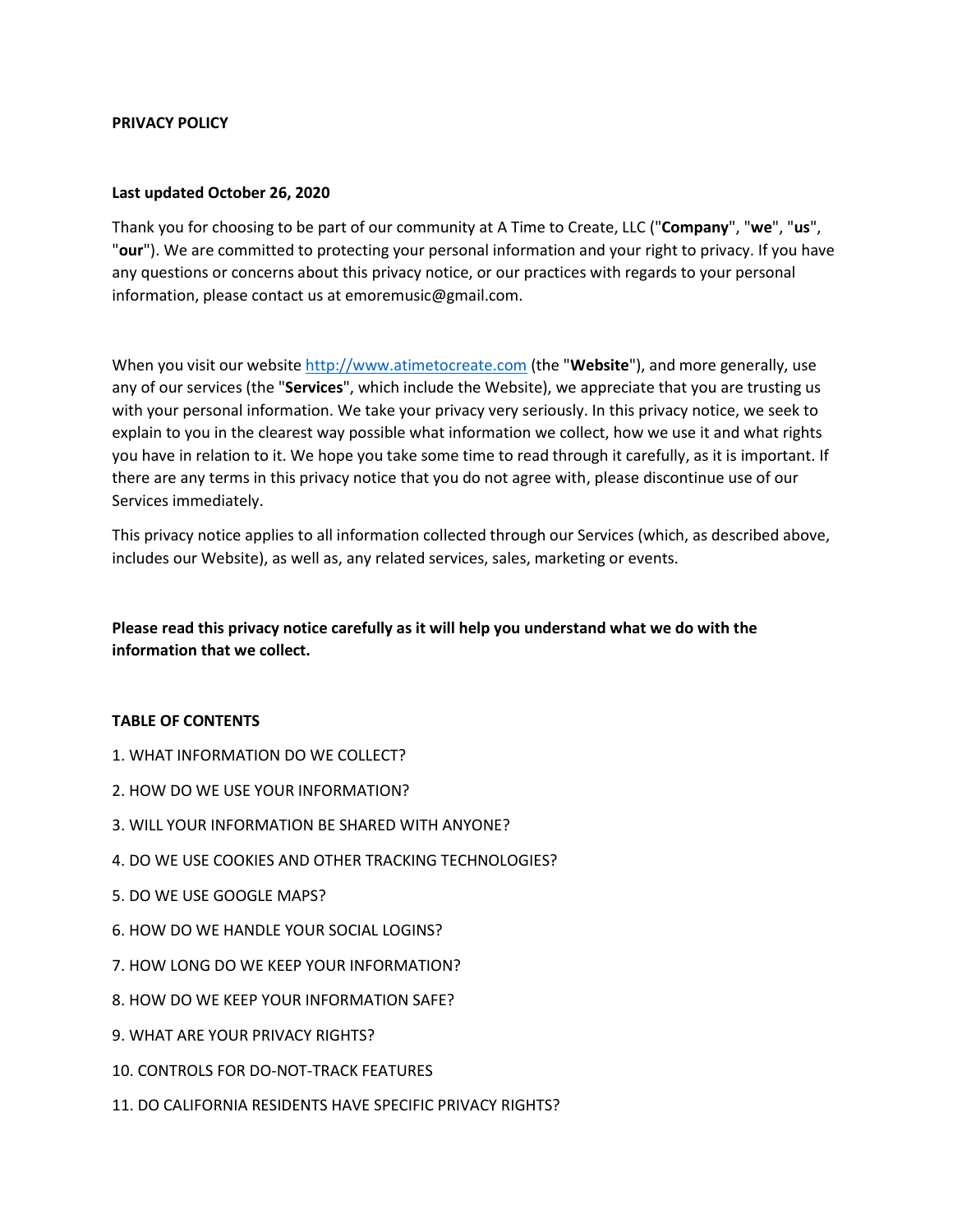# PRIVACY POLICY

**Last updated October 26, 2020**

Thank you for choosing to be part of our community at A Time to Create, LLC ("**Company**", "**we**", "**us**", "**our**"). We are committed to protecting your personal information and your right to privacy. If you have any questions or concerns about this privacy notice, or our practices with regards to your personal information, please contact us at emoremusic@gmail.com.

When you visit our website [http://www.atimetocreate.com](http://www.atimetocreate.com) (the "**Website**"), and more generally, use any of our services (the "**Services**", which include the Website), we appreciate that you are trusting us with your personal information. We take your privacy very seriously. In this privacy notice, we seek to explain to you in the clearest way possible what information we collect, how we use it and what rights you have in relation to it. We hope you take some time to read through it carefully, as it is important. If there are any terms in this privacy notice that you do not agree with, please discontinue use of our Services immediately.

This privacy notice applies to all information collected through our Services (which, as described above, includes our Website), as well as, any related services, sales, marketing or events.

**Please read this privacy notice carefully as it will help you understand what we do with the information that we collect.**

## TABLE OF CONTENTS

1. WHAT INFORMATION DO WE COLLECT?
2. HOW DO WE USE YOUR INFORMATION?
3. WILL YOUR INFORMATION BE SHARED WITH ANYONE?
4. DO WE USE COOKIES AND OTHER TRACKING TECHNOLOGIES?
5. DO WE USE GOOGLE MAPS?
6. HOW DO WE HANDLE YOUR SOCIAL LOGINS?
7. HOW LONG DO WE KEEP YOUR INFORMATION?
8. HOW DO WE KEEP YOUR INFORMATION SAFE?
9. WHAT ARE YOUR PRIVACY RIGHTS?
10. CONTROLS FOR DO-NOT-TRACK FEATURES
11. DO CALIFORNIA RESIDENTS HAVE SPECIFIC PRIVACY RIGHTS?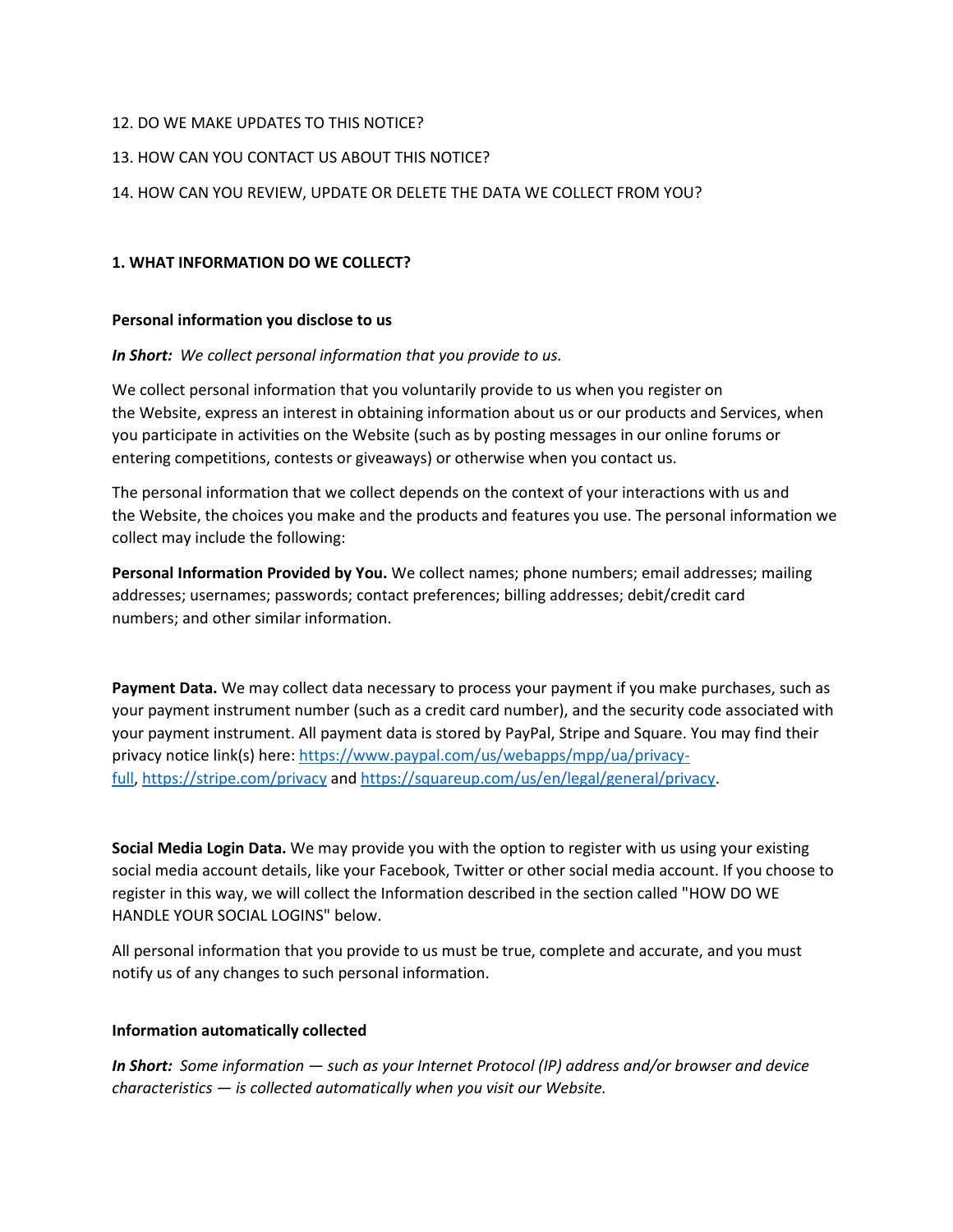12. DO WE MAKE UPDATES TO THIS NOTICE?

13. HOW CAN YOU CONTACT US ABOUT THIS NOTICE?

14. HOW CAN YOU REVIEW, UPDATE OR DELETE THE DATA WE COLLECT FROM YOU?

## 1. WHAT INFORMATION DO WE COLLECT?

### Personal information you disclose to us

***In Short:*** *We collect personal information that you provide to us.*

We collect personal information that you voluntarily provide to us when you register on the Website, express an interest in obtaining information about us or our products and Services, when you participate in activities on the Website (such as by posting messages in our online forums or entering competitions, contests or giveaways) or otherwise when you contact us.

The personal information that we collect depends on the context of your interactions with us and the Website, the choices you make and the products and features you use. The personal information we collect may include the following:

**Personal Information Provided by You.** We collect names; phone numbers; email addresses; mailing addresses; usernames; passwords; contact preferences; billing addresses; debit/credit card numbers; and other similar information.

**Payment Data.** We may collect data necessary to process your payment if you make purchases, such as your payment instrument number (such as a credit card number), and the security code associated with your payment instrument. All payment data is stored by PayPal, Stripe and Square. You may find their privacy notice link(s) here: [https://www.paypal.com/us/webapps/mpp/ua/privacy-full](https://www.paypal.com/us/webapps/mpp/ua/privacy-full), [https://stripe.com/privacy](https://stripe.com/privacy) and [https://squareup.com/us/en/legal/general/privacy](https://squareup.com/us/en/legal/general/privacy).

**Social Media Login Data.** We may provide you with the option to register with us using your existing social media account details, like your Facebook, Twitter or other social media account. If you choose to register in this way, we will collect the Information described in the section called "HOW DO WE HANDLE YOUR SOCIAL LOGINS" below.

All personal information that you provide to us must be true, complete and accurate, and you must notify us of any changes to such personal information.

### Information automatically collected

***In Short:*** *Some information — such as your Internet Protocol (IP) address and/or browser and device characteristics — is collected automatically when you visit our Website.*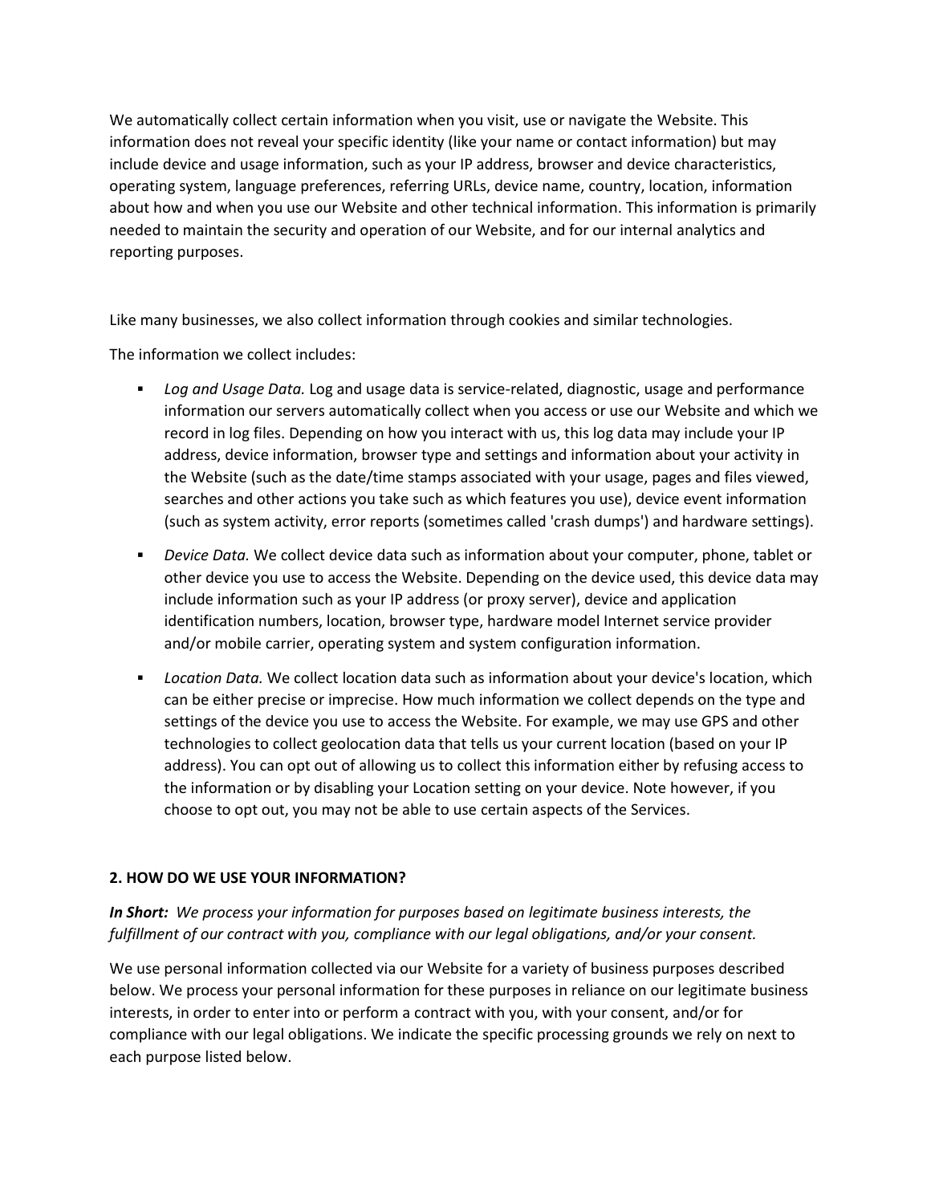We automatically collect certain information when you visit, use or navigate the Website. This information does not reveal your specific identity (like your name or contact information) but may include device and usage information, such as your IP address, browser and device characteristics, operating system, language preferences, referring URLs, device name, country, location, information about how and when you use our Website and other technical information. This information is primarily needed to maintain the security and operation of our Website, and for our internal analytics and reporting purposes.

Like many businesses, we also collect information through cookies and similar technologies.

The information we collect includes:

- *Log and Usage Data.* Log and usage data is service-related, diagnostic, usage and performance information our servers automatically collect when you access or use our Website and which we record in log files. Depending on how you interact with us, this log data may include your IP address, device information, browser type and settings and information about your activity in the Website (such as the date/time stamps associated with your usage, pages and files viewed, searches and other actions you take such as which features you use), device event information (such as system activity, error reports (sometimes called 'crash dumps') and hardware settings).
- *Device Data.* We collect device data such as information about your computer, phone, tablet or other device you use to access the Website. Depending on the device used, this device data may include information such as your IP address (or proxy server), device and application identification numbers, location, browser type, hardware model Internet service provider and/or mobile carrier, operating system and system configuration information.
- *Location Data.* We collect location data such as information about your device's location, which can be either precise or imprecise. How much information we collect depends on the type and settings of the device you use to access the Website. For example, we may use GPS and other technologies to collect geolocation data that tells us your current location (based on your IP address). You can opt out of allowing us to collect this information either by refusing access to the information or by disabling your Location setting on your device. Note however, if you choose to opt out, you may not be able to use certain aspects of the Services.

**2. HOW DO WE USE YOUR INFORMATION?**

***In Short:*** *We process your information for purposes based on legitimate business interests, the fulfillment of our contract with you, compliance with our legal obligations, and/or your consent.*

We use personal information collected via our Website for a variety of business purposes described below. We process your personal information for these purposes in reliance on our legitimate business interests, in order to enter into or perform a contract with you, with your consent, and/or for compliance with our legal obligations. We indicate the specific processing grounds we rely on next to each purpose listed below.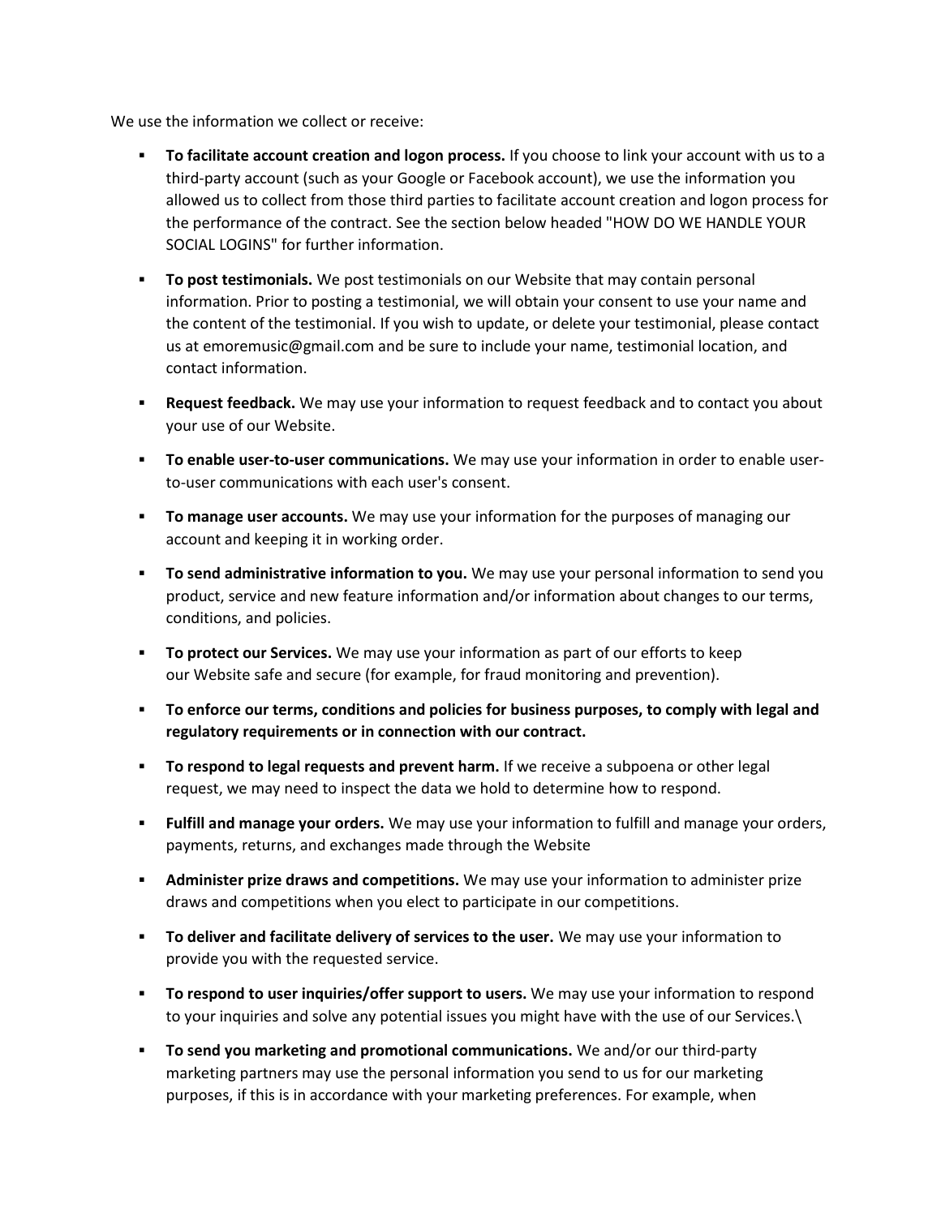We use the information we collect or receive:

- **To facilitate account creation and logon process.** If you choose to link your account with us to a third-party account (such as your Google or Facebook account), we use the information you allowed us to collect from those third parties to facilitate account creation and logon process for the performance of the contract. See the section below headed "HOW DO WE HANDLE YOUR SOCIAL LOGINS" for further information.
- **To post testimonials.** We post testimonials on our Website that may contain personal information. Prior to posting a testimonial, we will obtain your consent to use your name and the content of the testimonial. If you wish to update, or delete your testimonial, please contact us at emoremusic@gmail.com and be sure to include your name, testimonial location, and contact information.
- **Request feedback.** We may use your information to request feedback and to contact you about your use of our Website.
- **To enable user-to-user communications.** We may use your information in order to enable user-to-user communications with each user's consent.
- **To manage user accounts.** We may use your information for the purposes of managing our account and keeping it in working order.
- **To send administrative information to you.** We may use your personal information to send you product, service and new feature information and/or information about changes to our terms, conditions, and policies.
- **To protect our Services.** We may use your information as part of our efforts to keep our Website safe and secure (for example, for fraud monitoring and prevention).
- **To enforce our terms, conditions and policies for business purposes, to comply with legal and regulatory requirements or in connection with our contract.**
- **To respond to legal requests and prevent harm.** If we receive a subpoena or other legal request, we may need to inspect the data we hold to determine how to respond.
- **Fulfill and manage your orders.** We may use your information to fulfill and manage your orders, payments, returns, and exchanges made through the Website
- **Administer prize draws and competitions.** We may use your information to administer prize draws and competitions when you elect to participate in our competitions.
- **To deliver and facilitate delivery of services to the user.** We may use your information to provide you with the requested service.
- **To respond to user inquiries/offer support to users.** We may use your information to respond to your inquiries and solve any potential issues you might have with the use of our Services.\
- **To send you marketing and promotional communications.** We and/or our third-party marketing partners may use the personal information you send to us for our marketing purposes, if this is in accordance with your marketing preferences. For example, when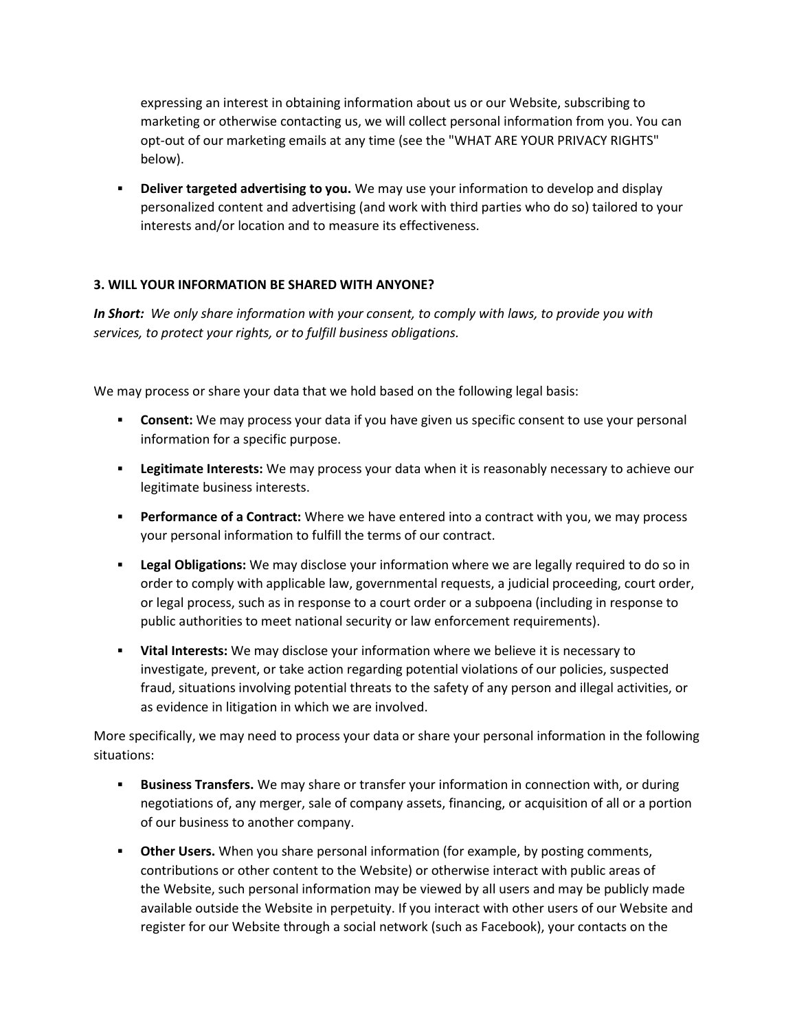expressing an interest in obtaining information about us or our Website, subscribing to marketing or otherwise contacting us, we will collect personal information from you. You can opt-out of our marketing emails at any time (see the "WHAT ARE YOUR PRIVACY RIGHTS" below).

- **Deliver targeted advertising to you.** We may use your information to develop and display personalized content and advertising (and work with third parties who do so) tailored to your interests and/or location and to measure its effectiveness.

### 3. WILL YOUR INFORMATION BE SHARED WITH ANYONE?

***In Short:*** *We only share information with your consent, to comply with laws, to provide you with services, to protect your rights, or to fulfill business obligations.*

We may process or share your data that we hold based on the following legal basis:

- **Consent:** We may process your data if you have given us specific consent to use your personal information for a specific purpose.
- **Legitimate Interests:** We may process your data when it is reasonably necessary to achieve our legitimate business interests.
- **Performance of a Contract:** Where we have entered into a contract with you, we may process your personal information to fulfill the terms of our contract.
- **Legal Obligations:** We may disclose your information where we are legally required to do so in order to comply with applicable law, governmental requests, a judicial proceeding, court order, or legal process, such as in response to a court order or a subpoena (including in response to public authorities to meet national security or law enforcement requirements).
- **Vital Interests:** We may disclose your information where we believe it is necessary to investigate, prevent, or take action regarding potential violations of our policies, suspected fraud, situations involving potential threats to the safety of any person and illegal activities, or as evidence in litigation in which we are involved.

More specifically, we may need to process your data or share your personal information in the following situations:

- **Business Transfers.** We may share or transfer your information in connection with, or during negotiations of, any merger, sale of company assets, financing, or acquisition of all or a portion of our business to another company.
- **Other Users.** When you share personal information (for example, by posting comments, contributions or other content to the Website) or otherwise interact with public areas of the Website, such personal information may be viewed by all users and may be publicly made available outside the Website in perpetuity. If you interact with other users of our Website and register for our Website through a social network (such as Facebook), your contacts on the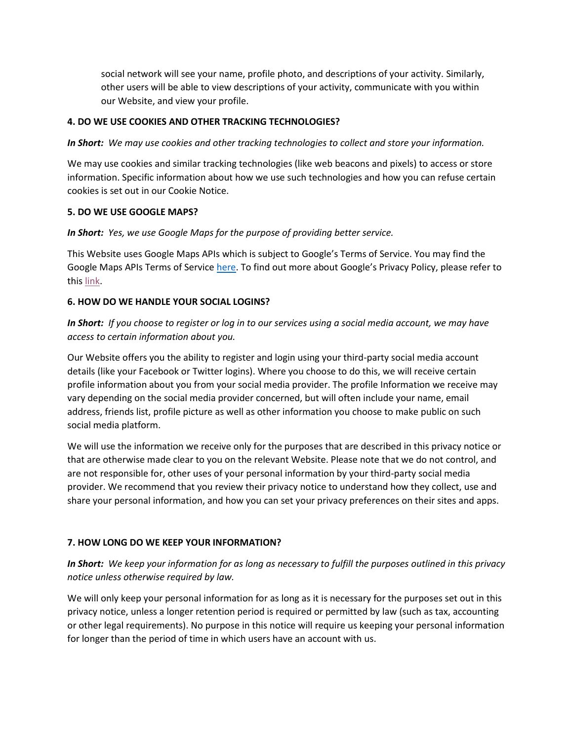social network will see your name, profile photo, and descriptions of your activity. Similarly, other users will be able to view descriptions of your activity, communicate with you within our Website, and view your profile.

**4. DO WE USE COOKIES AND OTHER TRACKING TECHNOLOGIES?**

***In Short:*** *We may use cookies and other tracking technologies to collect and store your information.*

We may use cookies and similar tracking technologies (like web beacons and pixels) to access or store information. Specific information about how we use such technologies and how you can refuse certain cookies is set out in our Cookie Notice.

**5. DO WE USE GOOGLE MAPS?**

***In Short:*** *Yes, we use Google Maps for the purpose of providing better service.*

This Website uses Google Maps APIs which is subject to Google's Terms of Service. You may find the Google Maps APIs Terms of Service here. To find out more about Google's Privacy Policy, please refer to this link.

**6. HOW DO WE HANDLE YOUR SOCIAL LOGINS?**

***In Short:*** *If you choose to register or log in to our services using a social media account, we may have access to certain information about you.*

Our Website offers you the ability to register and login using your third-party social media account details (like your Facebook or Twitter logins). Where you choose to do this, we will receive certain profile information about you from your social media provider. The profile Information we receive may vary depending on the social media provider concerned, but will often include your name, email address, friends list, profile picture as well as other information you choose to make public on such social media platform.

We will use the information we receive only for the purposes that are described in this privacy notice or that are otherwise made clear to you on the relevant Website. Please note that we do not control, and are not responsible for, other uses of your personal information by your third-party social media provider. We recommend that you review their privacy notice to understand how they collect, use and share your personal information, and how you can set your privacy preferences on their sites and apps.

**7. HOW LONG DO WE KEEP YOUR INFORMATION?**

***In Short:*** *We keep your information for as long as necessary to fulfill the purposes outlined in this privacy notice unless otherwise required by law.*

We will only keep your personal information for as long as it is necessary for the purposes set out in this privacy notice, unless a longer retention period is required or permitted by law (such as tax, accounting or other legal requirements). No purpose in this notice will require us keeping your personal information for longer than the period of time in which users have an account with us.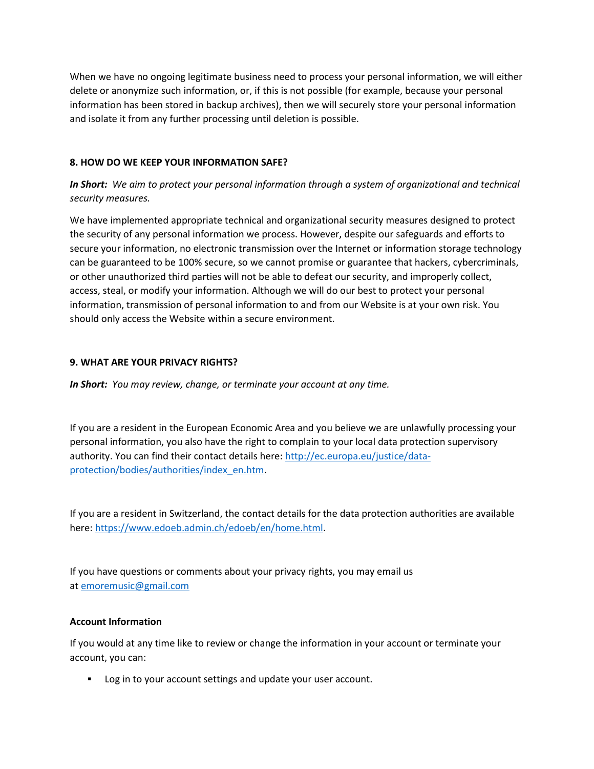When we have no ongoing legitimate business need to process your personal information, we will either delete or anonymize such information, or, if this is not possible (for example, because your personal information has been stored in backup archives), then we will securely store your personal information and isolate it from any further processing until deletion is possible.

## 8. HOW DO WE KEEP YOUR INFORMATION SAFE?

***In Short:*** *We aim to protect your personal information through a system of organizational and technical security measures.*

We have implemented appropriate technical and organizational security measures designed to protect the security of any personal information we process. However, despite our safeguards and efforts to secure your information, no electronic transmission over the Internet or information storage technology can be guaranteed to be 100% secure, so we cannot promise or guarantee that hackers, cybercriminals, or other unauthorized third parties will not be able to defeat our security, and improperly collect, access, steal, or modify your information. Although we will do our best to protect your personal information, transmission of personal information to and from our Website is at your own risk. You should only access the Website within a secure environment.

## 9. WHAT ARE YOUR PRIVACY RIGHTS?

***In Short:*** *You may review, change, or terminate your account at any time.*

If you are a resident in the European Economic Area and you believe we are unlawfully processing your personal information, you also have the right to complain to your local data protection supervisory authority. You can find their contact details here: [http://ec.europa.eu/justice/data-protection/bodies/authorities/index_en.htm](http://ec.europa.eu/justice/data-protection/bodies/authorities/index_en.htm).

If you are a resident in Switzerland, the contact details for the data protection authorities are available here: [https://www.edoeb.admin.ch/edoeb/en/home.html](https://www.edoeb.admin.ch/edoeb/en/home.html).

If you have questions or comments about your privacy rights, you may email us at [emoremusic@gmail.com](mailto:emoremusic@gmail.com)

### Account Information

If you would at any time like to review or change the information in your account or terminate your account, you can:

- Log in to your account settings and update your user account.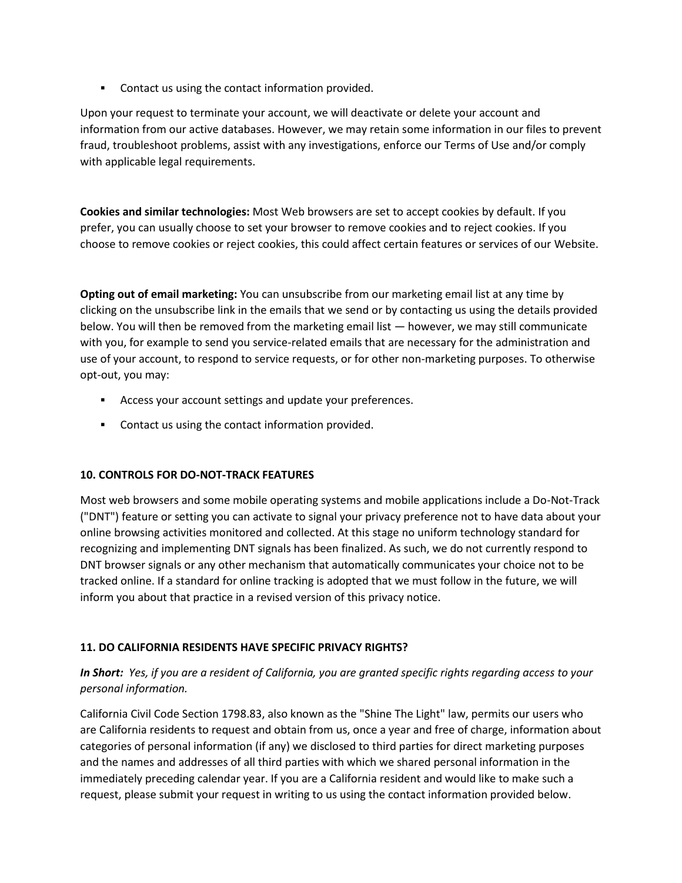- Contact us using the contact information provided.

Upon your request to terminate your account, we will deactivate or delete your account and information from our active databases. However, we may retain some information in our files to prevent fraud, troubleshoot problems, assist with any investigations, enforce our Terms of Use and/or comply with applicable legal requirements.

**Cookies and similar technologies:** Most Web browsers are set to accept cookies by default. If you prefer, you can usually choose to set your browser to remove cookies and to reject cookies. If you choose to remove cookies or reject cookies, this could affect certain features or services of our Website.

**Opting out of email marketing:** You can unsubscribe from our marketing email list at any time by clicking on the unsubscribe link in the emails that we send or by contacting us using the details provided below. You will then be removed from the marketing email list — however, we may still communicate with you, for example to send you service-related emails that are necessary for the administration and use of your account, to respond to service requests, or for other non-marketing purposes. To otherwise opt-out, you may:

- Access your account settings and update your preferences.
- Contact us using the contact information provided.

**10. CONTROLS FOR DO-NOT-TRACK FEATURES**

Most web browsers and some mobile operating systems and mobile applications include a Do-Not-Track ("DNT") feature or setting you can activate to signal your privacy preference not to have data about your online browsing activities monitored and collected. At this stage no uniform technology standard for recognizing and implementing DNT signals has been finalized. As such, we do not currently respond to DNT browser signals or any other mechanism that automatically communicates your choice not to be tracked online. If a standard for online tracking is adopted that we must follow in the future, we will inform you about that practice in a revised version of this privacy notice.

**11. DO CALIFORNIA RESIDENTS HAVE SPECIFIC PRIVACY RIGHTS?**

***In Short:*** *Yes, if you are a resident of California, you are granted specific rights regarding access to your personal information.*

California Civil Code Section 1798.83, also known as the "Shine The Light" law, permits our users who are California residents to request and obtain from us, once a year and free of charge, information about categories of personal information (if any) we disclosed to third parties for direct marketing purposes and the names and addresses of all third parties with which we shared personal information in the immediately preceding calendar year. If you are a California resident and would like to make such a request, please submit your request in writing to us using the contact information provided below.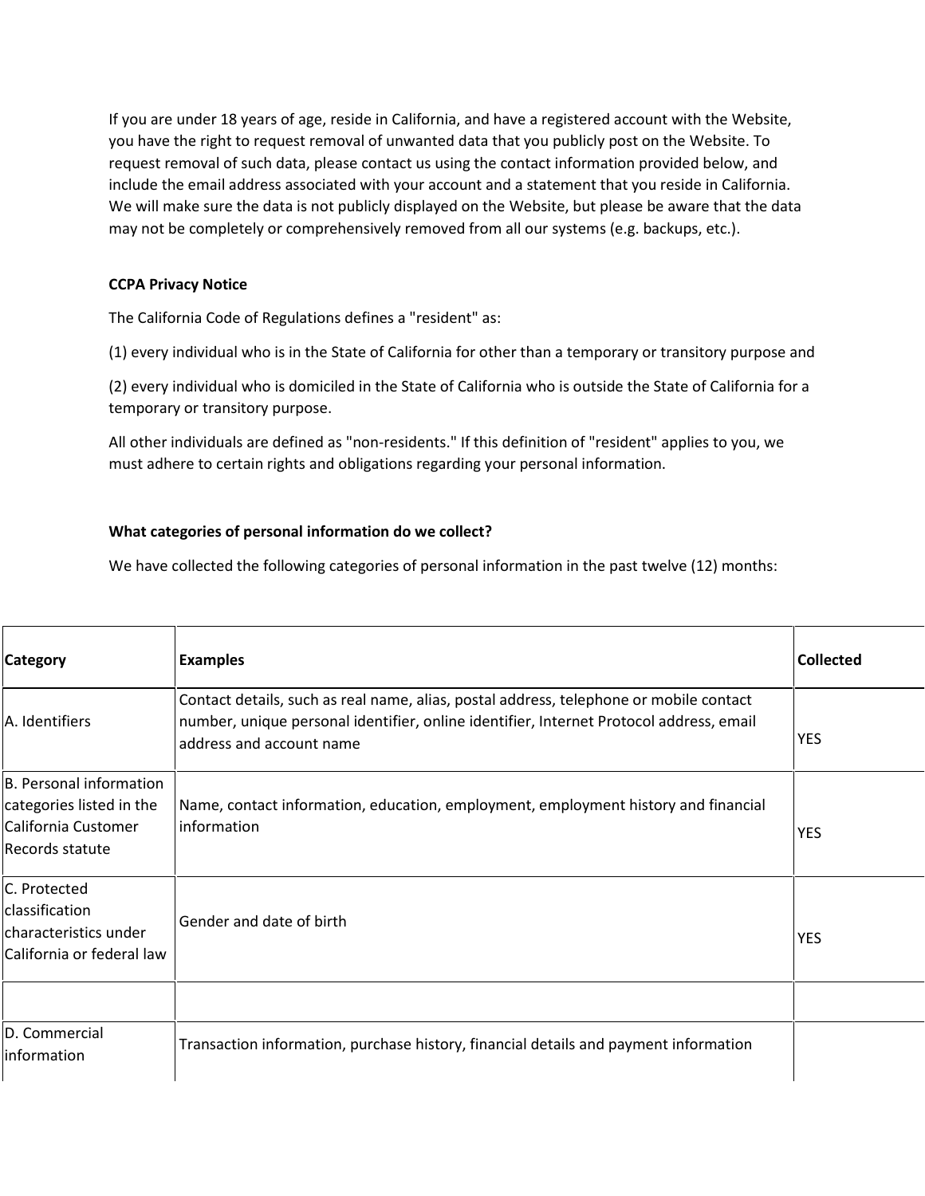If you are under 18 years of age, reside in California, and have a registered account with the Website, you have the right to request removal of unwanted data that you publicly post on the Website. To request removal of such data, please contact us using the contact information provided below, and include the email address associated with your account and a statement that you reside in California. We will make sure the data is not publicly displayed on the Website, but please be aware that the data may not be completely or comprehensively removed from all our systems (e.g. backups, etc.).

**CCPA Privacy Notice**

The California Code of Regulations defines a "resident" as:

(1) every individual who is in the State of California for other than a temporary or transitory purpose and

(2) every individual who is domiciled in the State of California who is outside the State of California for a temporary or transitory purpose.

All other individuals are defined as "non-residents." If this definition of "resident" applies to you, we must adhere to certain rights and obligations regarding your personal information.

**What categories of personal information do we collect?**

We have collected the following categories of personal information in the past twelve (12) months:

| **Category** | **Examples** | **Collected** |
|---|---|---|
| A. Identifiers | Contact details, such as real name, alias, postal address, telephone or mobile contact number, unique personal identifier, online identifier, Internet Protocol address, email address and account name | YES |
| B. Personal information categories listed in the California Customer Records statute | Name, contact information, education, employment, employment history and financial information | YES |
| C. Protected classification characteristics under California or federal law | Gender and date of birth | YES |
| | | |
| D. Commercial information | Transaction information, purchase history, financial details and payment information | |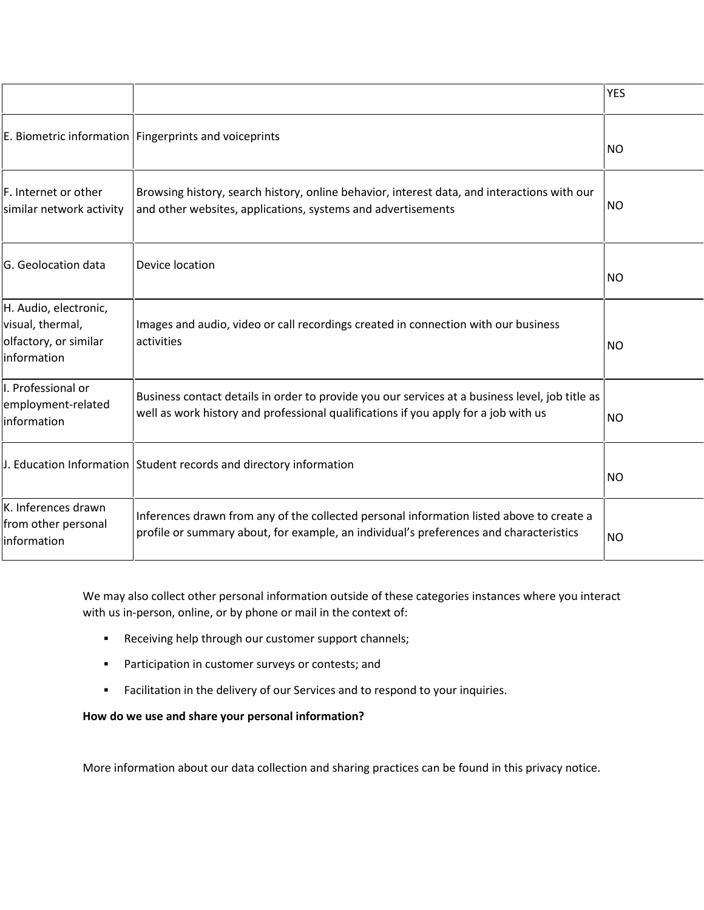| | | YES |
|---|---|---|
| E. Biometric information | Fingerprints and voiceprints | NO |
| F. Internet or other similar network activity | Browsing history, search history, online behavior, interest data, and interactions with our and other websites, applications, systems and advertisements | NO |
| G. Geolocation data | Device location | NO |
| H. Audio, electronic, visual, thermal, olfactory, or similar information | Images and audio, video or call recordings created in connection with our business activities | NO |
| I. Professional or employment-related information | Business contact details in order to provide you our services at a business level, job title as well as work history and professional qualifications if you apply for a job with us | NO |
| J. Education Information | Student records and directory information | NO |
| K. Inferences drawn from other personal information | Inferences drawn from any of the collected personal information listed above to create a profile or summary about, for example, an individual's preferences and characteristics | NO |

We may also collect other personal information outside of these categories instances where you interact with us in-person, online, or by phone or mail in the context of:

- Receiving help through our customer support channels;
- Participation in customer surveys or contests; and
- Facilitation in the delivery of our Services and to respond to your inquiries.

**How do we use and share your personal information?**

More information about our data collection and sharing practices can be found in this privacy notice.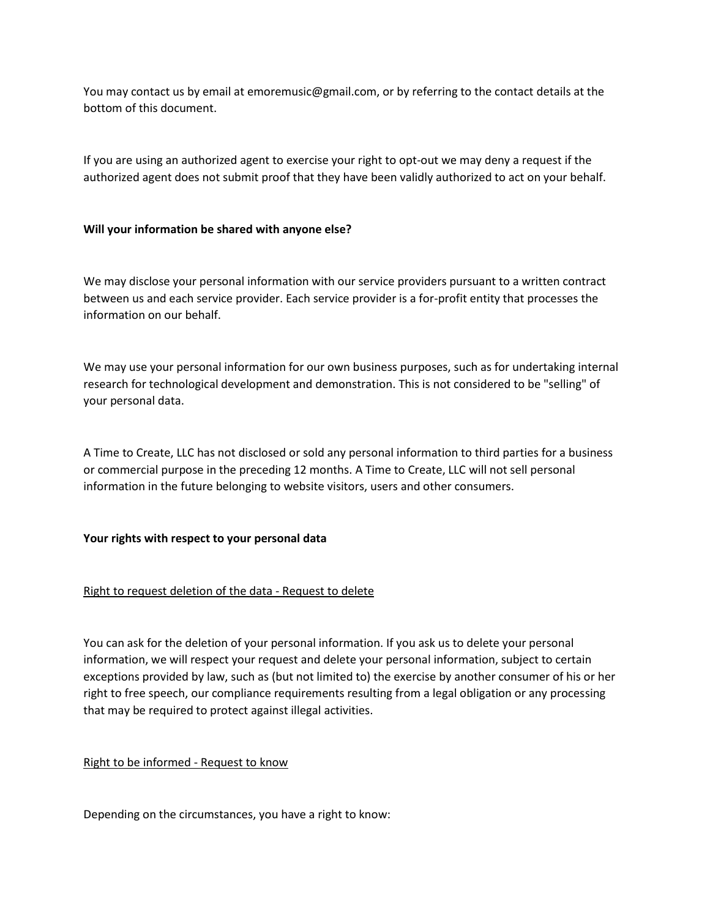You may contact us by email at emoremusic@gmail.com, or by referring to the contact details at the bottom of this document.

If you are using an authorized agent to exercise your right to opt-out we may deny a request if the authorized agent does not submit proof that they have been validly authorized to act on your behalf.

**Will your information be shared with anyone else?**

We may disclose your personal information with our service providers pursuant to a written contract between us and each service provider. Each service provider is a for-profit entity that processes the information on our behalf.

We may use your personal information for our own business purposes, such as for undertaking internal research for technological development and demonstration. This is not considered to be "selling" of your personal data.

A Time to Create, LLC has not disclosed or sold any personal information to third parties for a business or commercial purpose in the preceding 12 months. A Time to Create, LLC will not sell personal information in the future belonging to website visitors, users and other consumers.

**Your rights with respect to your personal data**

<u>Right to request deletion of the data - Request to delete</u>

You can ask for the deletion of your personal information. If you ask us to delete your personal information, we will respect your request and delete your personal information, subject to certain exceptions provided by law, such as (but not limited to) the exercise by another consumer of his or her right to free speech, our compliance requirements resulting from a legal obligation or any processing that may be required to protect against illegal activities.

<u>Right to be informed - Request to know</u>

Depending on the circumstances, you have a right to know: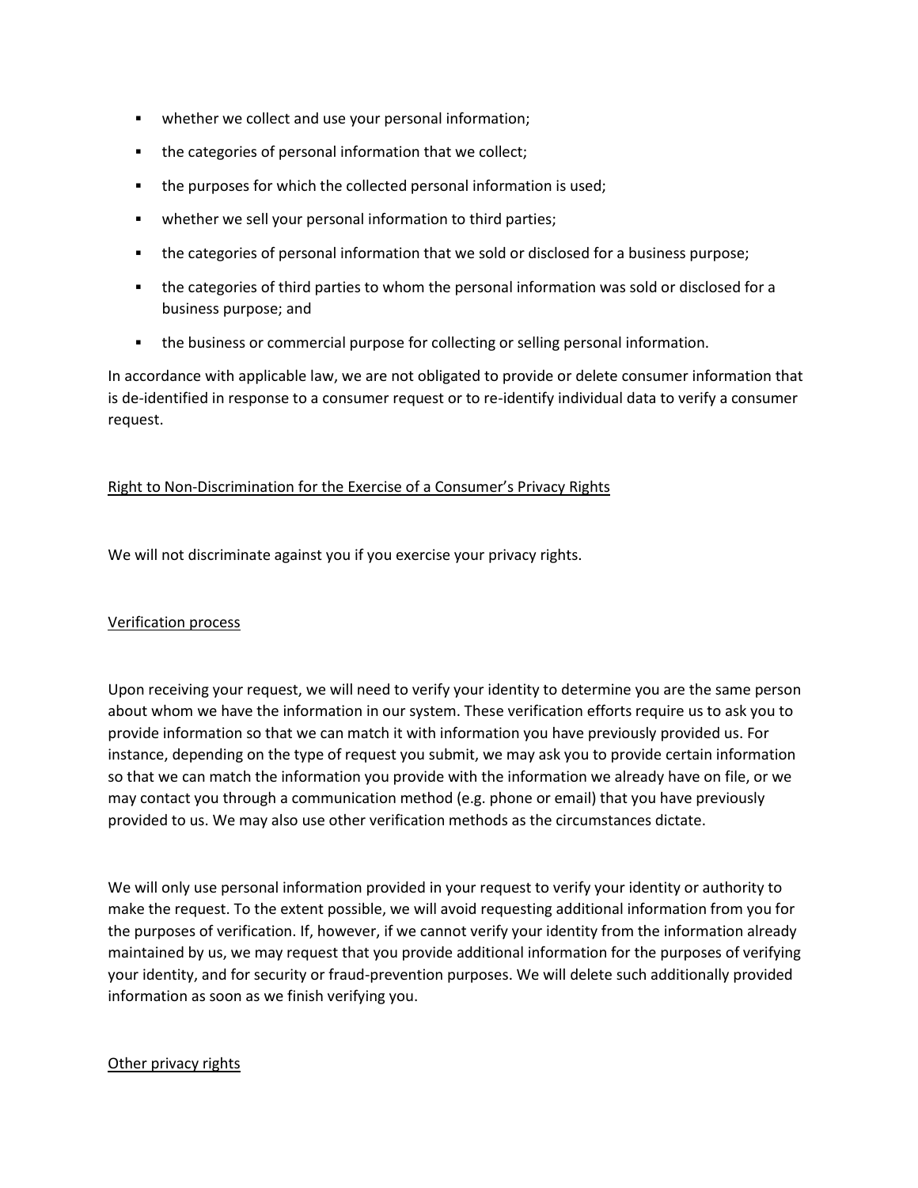- whether we collect and use your personal information;
- the categories of personal information that we collect;
- the purposes for which the collected personal information is used;
- whether we sell your personal information to third parties;
- the categories of personal information that we sold or disclosed for a business purpose;
- the categories of third parties to whom the personal information was sold or disclosed for a business purpose; and
- the business or commercial purpose for collecting or selling personal information.

In accordance with applicable law, we are not obligated to provide or delete consumer information that is de-identified in response to a consumer request or to re-identify individual data to verify a consumer request.

<u>Right to Non-Discrimination for the Exercise of a Consumer's Privacy Rights</u>

We will not discriminate against you if you exercise your privacy rights.

<u>Verification process</u>

Upon receiving your request, we will need to verify your identity to determine you are the same person about whom we have the information in our system. These verification efforts require us to ask you to provide information so that we can match it with information you have previously provided us. For instance, depending on the type of request you submit, we may ask you to provide certain information so that we can match the information you provide with the information we already have on file, or we may contact you through a communication method (e.g. phone or email) that you have previously provided to us. We may also use other verification methods as the circumstances dictate.

We will only use personal information provided in your request to verify your identity or authority to make the request. To the extent possible, we will avoid requesting additional information from you for the purposes of verification. If, however, if we cannot verify your identity from the information already maintained by us, we may request that you provide additional information for the purposes of verifying your identity, and for security or fraud-prevention purposes. We will delete such additionally provided information as soon as we finish verifying you.

<u>Other privacy rights</u>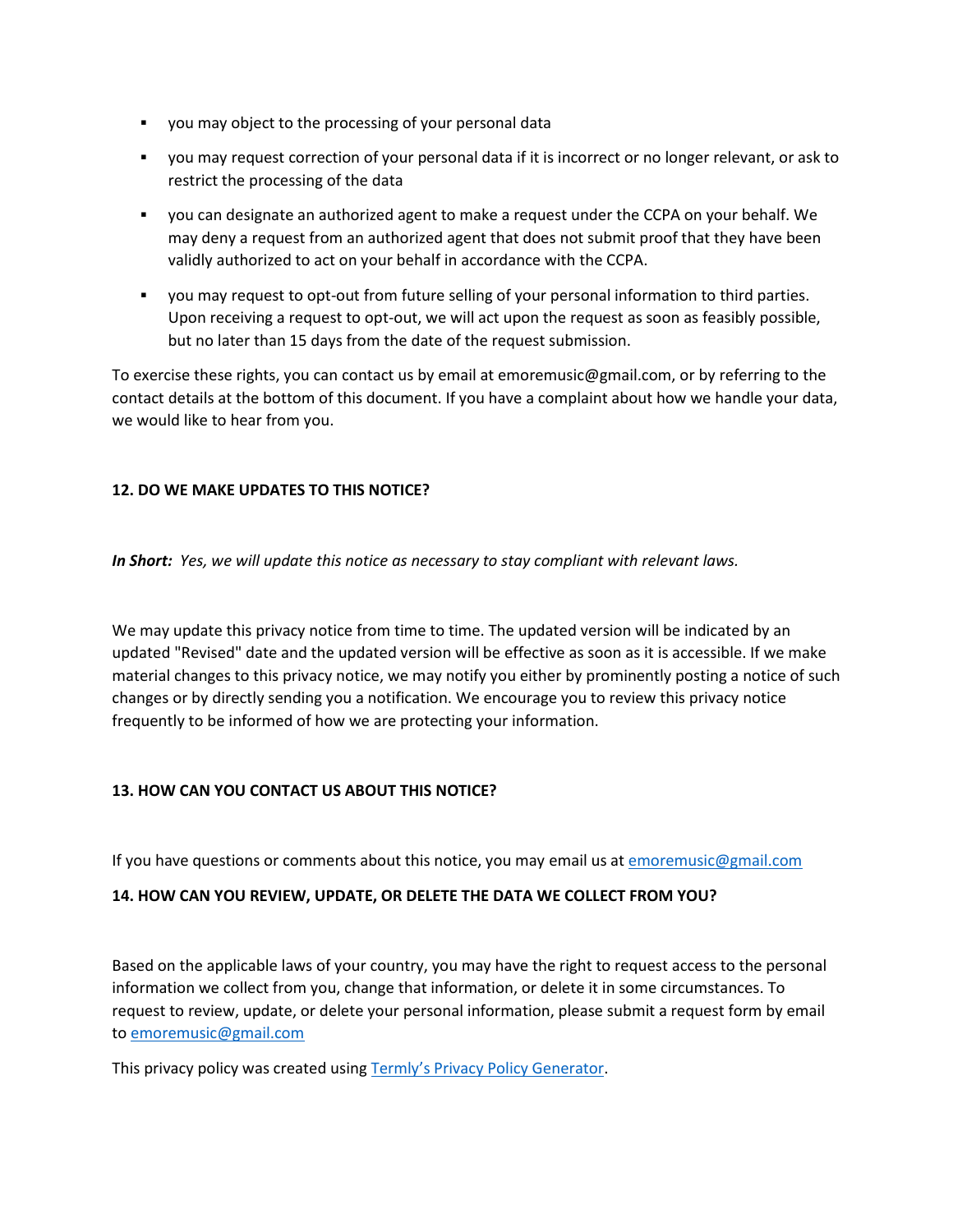- you may object to the processing of your personal data
- you may request correction of your personal data if it is incorrect or no longer relevant, or ask to restrict the processing of the data
- you can designate an authorized agent to make a request under the CCPA on your behalf. We may deny a request from an authorized agent that does not submit proof that they have been validly authorized to act on your behalf in accordance with the CCPA.
- you may request to opt-out from future selling of your personal information to third parties. Upon receiving a request to opt-out, we will act upon the request as soon as feasibly possible, but no later than 15 days from the date of the request submission.

To exercise these rights, you can contact us by email at emoremusic@gmail.com, or by referring to the contact details at the bottom of this document. If you have a complaint about how we handle your data, we would like to hear from you.

**12. DO WE MAKE UPDATES TO THIS NOTICE?**

***In Short:*** *Yes, we will update this notice as necessary to stay compliant with relevant laws.*

We may update this privacy notice from time to time. The updated version will be indicated by an updated "Revised" date and the updated version will be effective as soon as it is accessible. If we make material changes to this privacy notice, we may notify you either by prominently posting a notice of such changes or by directly sending you a notification. We encourage you to review this privacy notice frequently to be informed of how we are protecting your information.

**13. HOW CAN YOU CONTACT US ABOUT THIS NOTICE?**

If you have questions or comments about this notice, you may email us at [emoremusic@gmail.com](mailto:emoremusic@gmail.com)

**14. HOW CAN YOU REVIEW, UPDATE, OR DELETE THE DATA WE COLLECT FROM YOU?**

Based on the applicable laws of your country, you may have the right to request access to the personal information we collect from you, change that information, or delete it in some circumstances. To request to review, update, or delete your personal information, please submit a request form by email to [emoremusic@gmail.com](mailto:emoremusic@gmail.com)

This privacy policy was created using Termly's Privacy Policy Generator.